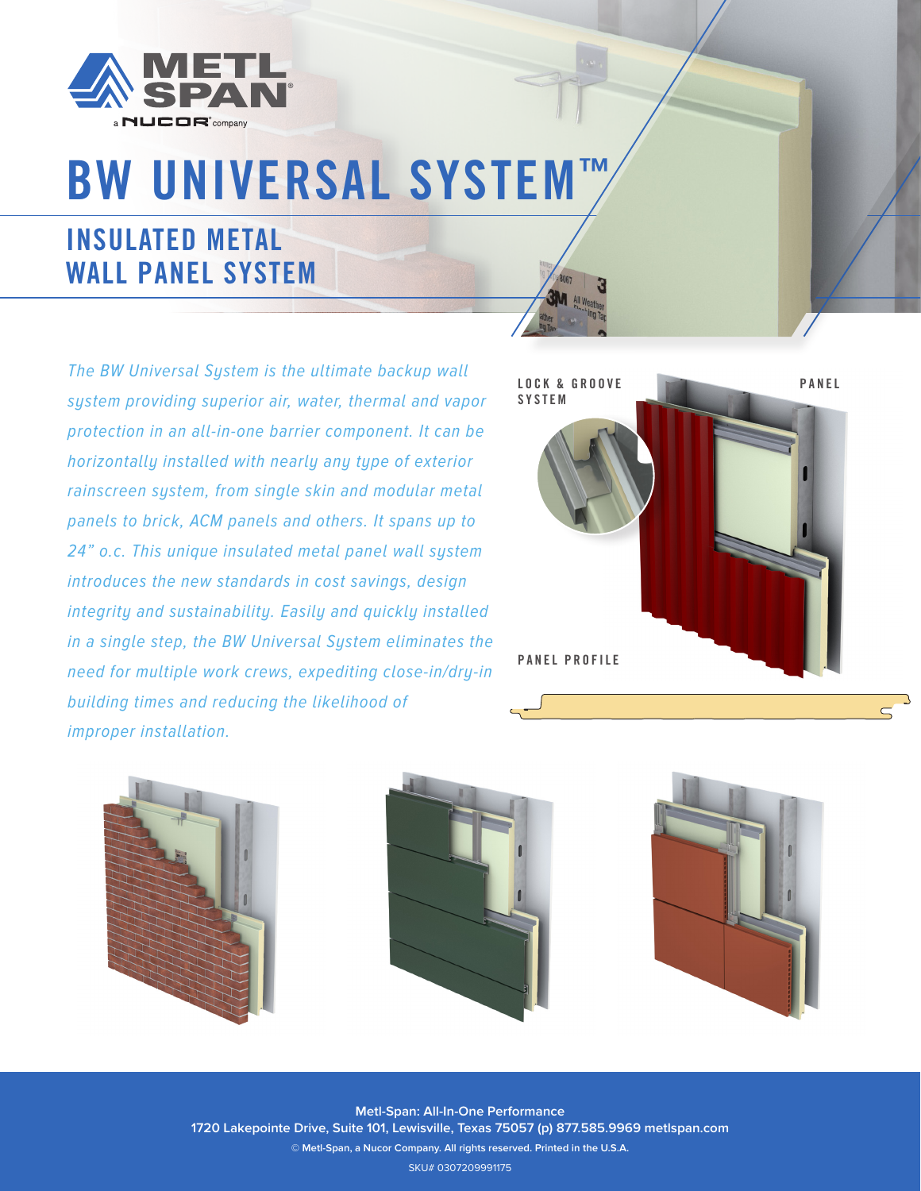METL SPAN
a NUCOR company

# BW UNIVERSAL SYSTEM™

## INSULATED METAL WALL PANEL SYSTEM

*The BW Universal System is the ultimate backup wall system providing superior air, water, thermal and vapor protection in an all-in-one barrier component. It can be horizontally installed with nearly any type of exterior rainscreen system, from single skin and modular metal panels to brick, ACM panels and others. It spans up to 24" o.c. This unique insulated metal panel wall system introduces the new standards in cost savings, design integrity and sustainability. Easily and quickly installed in a single step, the BW Universal System eliminates the need for multiple work crews, expediting close-in/dry-in building times and reducing the likelihood of improper installation.*

LOCK & GROOVE SYSTEM

PANEL

PANEL PROFILE

**Metl-Span: All-In-One Performance**
**1720 Lakepointe Drive, Suite 101, Lewisville, Texas 75057 (p) 877.585.9969 metlspan.com**
**© Metl-Span, a Nucor Company. All rights reserved. Printed in the U.S.A.**
SKU# 0307209991175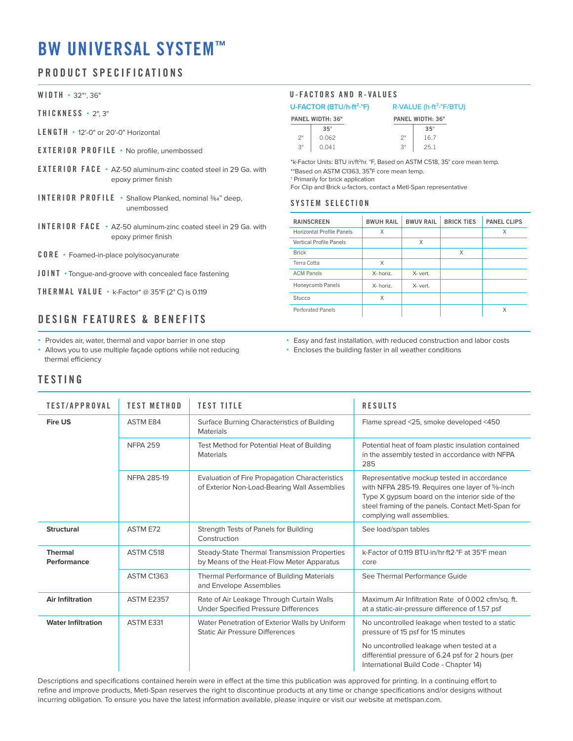# BW UNIVERSAL SYSTEM™

## PRODUCT SPECIFICATIONS

**WIDTH** • 32"†, 36"

**THICKNESS** • 2", 3"

**LENGTH** • 12'-0" or 20'-0" Horizontal

**EXTERIOR PROFILE** • No profile, unembossed

**EXTERIOR FACE** • AZ-50 aluminum-zinc coated steel in 29 Ga. with epoxy primer finish

**INTERIOR PROFILE** • Shallow Planked, nominal 3⁄64" deep, unembossed

**INTERIOR FACE** • AZ-50 aluminum-zinc coated steel in 29 Ga. with epoxy primer finish

**CORE** • Foamed-in-place polyisocyanurate

**JOINT** • Tongue-and-groove with concealed face fastening

**THERMAL VALUE** • k-Factor* @ 35°F (2° C) is 0.119

### U-FACTORS AND R-VALUES

**U-FACTOR (BTU/h·ft²·°F)**

| PANEL WIDTH: 36" | |
|---|---|
| | 35° |
| 2" | 0.062 |
| 3" | 0.041 |

**R-VALUE (h·ft²·°F/BTU)**

| PANEL WIDTH: 36" | |
|---|---|
| | 35° |
| 2" | 16.7 |
| 3" | 25.1 |

*k-Factor Units: BTU in/ft²hr. °F, Based on ASTM C518, 35° core mean temp.

**Based on ASTM C1363, 35°F core mean temp.

† Primarily for brick application

For Clip and Brick u-factors, contact a Metl-Span representative

### SYSTEM SELECTION

| RAINSCREEN | BWUH RAIL | BWUV RAIL | BRICK TIES | PANEL CLIPS |
|---|---|---|---|---|
| Horizontal Profile Panels | X | | | X |
| Vertical Profile Panels | | X | | |
| Brick | | | X | |
| Terra Cotta | X | | | |
| ACM Panels | X- horiz. | X- vert. | | |
| Honeycomb Panels | X- horiz. | X- vert. | | |
| Stucco | X | | | |
| Perforated Panels | | | | X |

## DESIGN FEATURES & BENEFITS

- Provides air, water, thermal and vapor barrier in one step
- Allows you to use multiple façade options while not reducing thermal efficiency
- Easy and fast installation, with reduced construction and labor costs
- Encloses the building faster in all weather conditions

## TESTING

| TEST/APPROVAL | TEST METHOD | TEST TITLE | RESULTS |
|---|---|---|---|
| **Fire US** | ASTM E84 | Surface Burning Characteristics of Building Materials | Flame spread <25, smoke developed <450 |
| | NFPA 259 | Test Method for Potential Heat of Building Materials | Potential heat of foam plastic insulation contained in the assembly tested in accordance with NFPA 285 |
| | NFPA 285-19 | Evaluation of Fire Propagation Characteristics of Exterior Non-Load-Bearing Wall Assemblies | Representative mockup tested in accordance with NFPA 285-19. Requires one layer of ⅝-inch Type X gypsum board on the interior side of the steel framing of the panels. Contact Metl-Span for complying wall assemblies. |
| **Structural** | ASTM E72 | Strength Tests of Panels for Building Construction | See load/span tables |
| **Thermal Performance** | ASTM C518 | Steady-State Thermal Transmission Properties by Means of the Heat-Flow Meter Apparatus | k-Factor of 0.119 BTU·in/hr·ft2·°F at 35°F mean core |
| | ASTM C1363 | Thermal Performance of Building Materials and Envelope Assemblies | See Thermal Performance Guide |
| **Air Infiltration** | ASTM E2357 | Rate of Air Leakage Through Curtain Walls Under Specified Pressure Differences | Maximum Air Infiltration Rate of 0.002 cfm/sq. ft. at a static-air-pressure difference of 1.57 psf |
| **Water Infiltration** | ASTM E331 | Water Penetration of Exterior Walls by Uniform Static Air Pressure Differences | No uncontrolled leakage when tested to a static pressure of 15 psf for 15 minutes<br><br>No uncontrolled leakage when tested at a differential pressure of 6.24 psf for 2 hours (per International Build Code - Chapter 14) |

Descriptions and specifications contained herein were in effect at the time this publication was approved for printing. In a continuing effort to refine and improve products, Metl-Span reserves the right to discontinue products at any time or change specifications and/or designs without incurring obligation. To ensure you have the latest information available, please inquire or visit our website at metlspan.com.